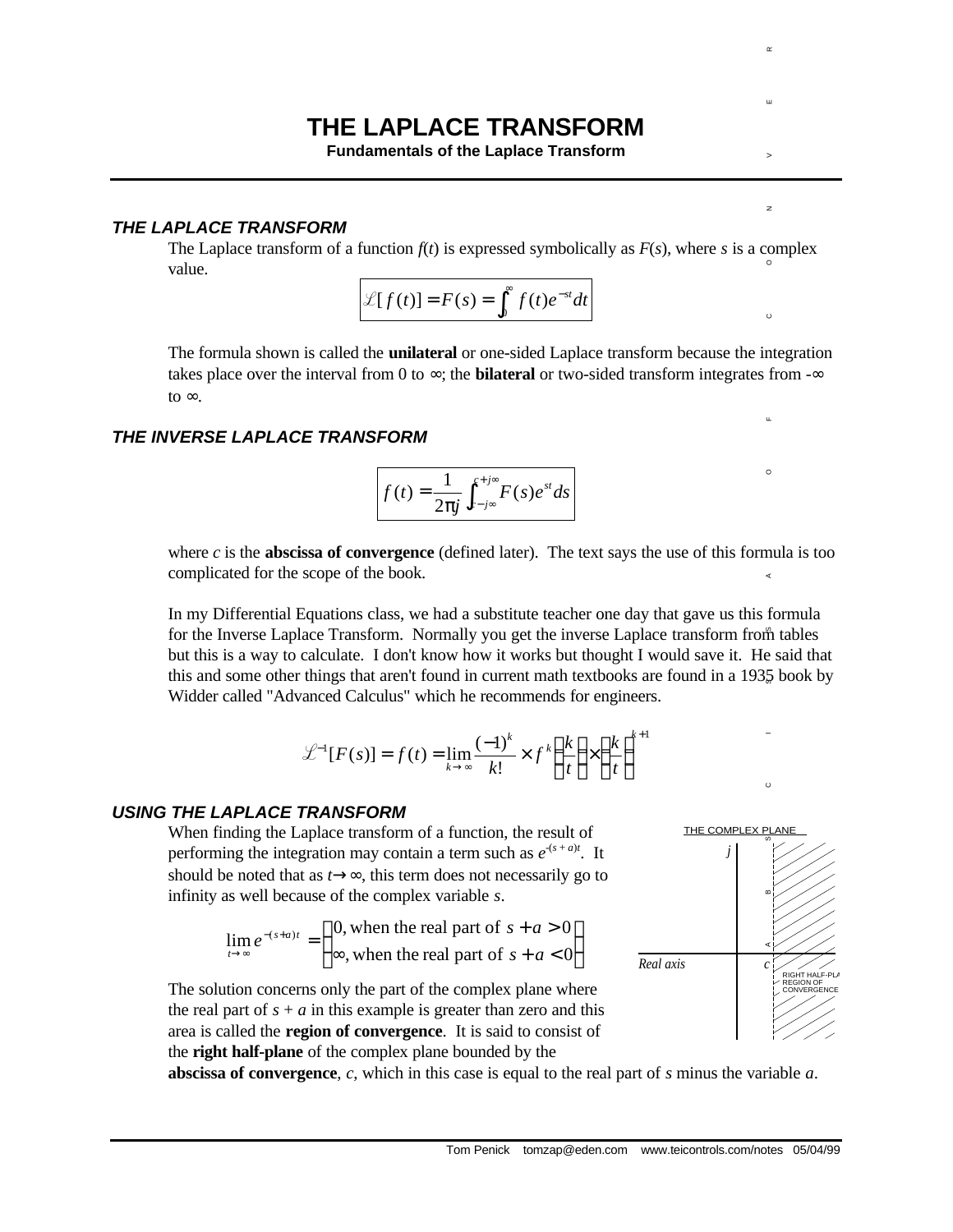# THE LAPLACE TRANSFORM

**Fundamentals of the Laplace Transform**

### *THE LAPLACE TRANSFORM*

The Laplace transform of a function $f(t)$ is expressed symbolically as $F(s)$, where $s$ is a complex value.

$$\mathscr{L}[f(t)] = F(s) = \int_0^\infty f(t)e^{-st}dt$$

The formula shown is called the **unilateral** or one-sided Laplace transform because the integration takes place over the interval from 0 to ∞; the **bilateral** or two-sided transform integrates from -∞ to ∞.

### *THE INVERSE LAPLACE TRANSFORM*

$$f(t) = \frac{1}{2\pi j}\int_{c-j\infty}^{c+j\infty} F(s)e^{st}ds$$

where $c$ is the **abscissa of convergence** (defined later). The text says the use of this formula is too complicated for the scope of the book.

In my Differential Equations class, we had a substitute teacher one day that gave us this formula for the Inverse Laplace Transform. Normally you get the inverse Laplace transform from tables but this is a way to calculate. I don't know how it works but thought I would save it. He said that this and some other things that aren't found in current math textbooks are found in a 1935 book by Widder called "Advanced Calculus" which he recommends for engineers.

$$\mathscr{L}^{-1}[F(s)] = f(t) = \lim_{k\to\infty} \frac{(-1)^k}{k!} \times f^k\left(\frac{k}{t}\right) \times \left(\frac{k}{t}\right)^{k+1}$$

### *USING THE LAPLACE TRANSFORM*

When finding the Laplace transform of a function, the result of performing the integration may contain a term such as $e^{-(s+a)t}$. It should be noted that as $t\to\infty$, this term does not necessarily go to infinity as well because of the complex variable $s$.

$$\lim_{t\to\infty} e^{-(s+a)t} = \begin{cases} 0, \text{when the real part of } s+a>0 \\ \infty, \text{when the real part of } s+a<0 \end{cases}$$

THE COMPLEX PLANE

$j$ — Real axis — $c$ — RIGHT HALF-PLANE REGION OF CONVERGENCE

The solution concerns only the part of the complex plane where the real part of $s + a$ in this example is greater than zero and this area is called the **region of convergence**. It is said to consist of the **right half-plane** of the complex plane bounded by the **abscissa of convergence**, $c$, which in this case is equal to the real part of $s$ minus the variable $a$.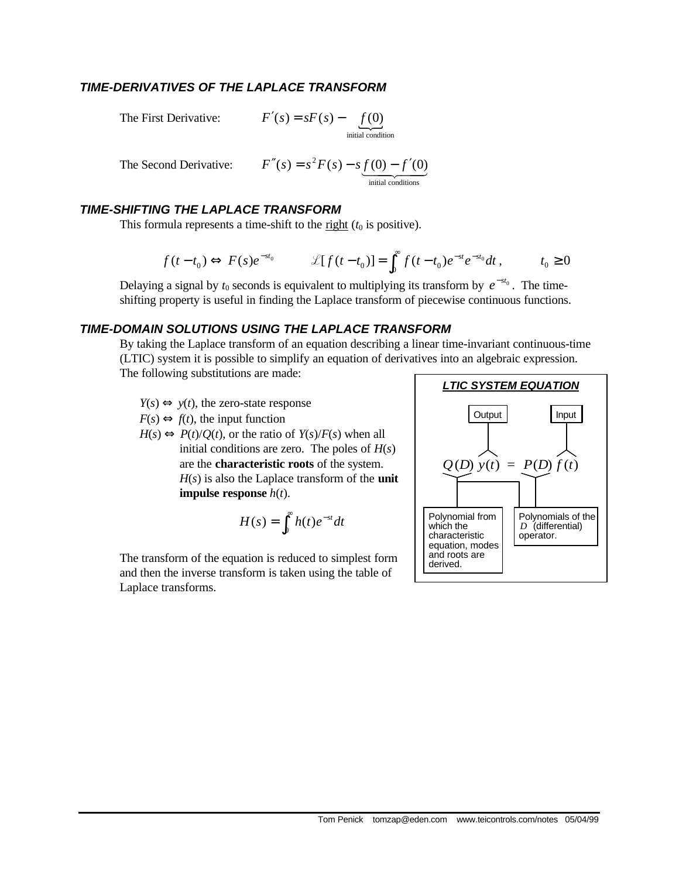### *TIME-DERIVATIVES OF THE LAPLACE TRANSFORM*

The First Derivative: $F'(s) = sF(s) - \underbrace{f(0)}_{\text{initial condition}}$

The Second Derivative: $F''(s) = s^2F(s) - \underbrace{sf(0) - f'(0)}_{\text{initial conditions}}$

### *TIME-SHIFTING THE LAPLACE TRANSFORM*

This formula represents a time-shift to the right ($t_0$ is positive).

$$f(t - t_0) \Leftrightarrow F(s)e^{-st_0} \qquad \mathscr{L}[f(t - t_0)] = \int_0^\infty f(t - t_0)e^{-st}e^{-st_0}dt\,, \qquad t_0 \geq 0$$

Delaying a signal by $t_0$ seconds is equivalent to multiplying its transform by $e^{-st_0}$. The time-shifting property is useful in finding the Laplace transform of piecewise continuous functions.

### *TIME-DOMAIN SOLUTIONS USING THE LAPLACE TRANSFORM*

By taking the Laplace transform of an equation describing a linear time-invariant continuous-time (LTIC) system it is possible to simplify an equation of derivatives into an algebraic expression. The following substitutions are made:

- $Y(s) \Leftrightarrow y(t)$, the zero-state response
- $F(s) \Leftrightarrow f(t)$, the input function
- $H(s) \Leftrightarrow P(t)/Q(t)$, or the ratio of $Y(s)/F(s)$ when all initial conditions are zero. The poles of $H(s)$ are the **characteristic roots** of the system. $H(s)$ is also the Laplace transform of the **unit impulse response** $h(t)$.

$$H(s) = \int_0^\infty h(t)e^{-st}dt$$

The transform of the equation is reduced to simplest form and then the inverse transform is taken using the table of Laplace transforms.

**LTIC SYSTEM EQUATION**

$$Q(D)\,y(t) = P(D)\,f(t)$$

- Output: $y(t)$
- Input: $f(t)$
- $Q(D)$: Polynomial from which the characteristic equation, modes and roots are derived.
- $Q(D)$, $P(D)$: Polynomials of the $D$ (differential) operator.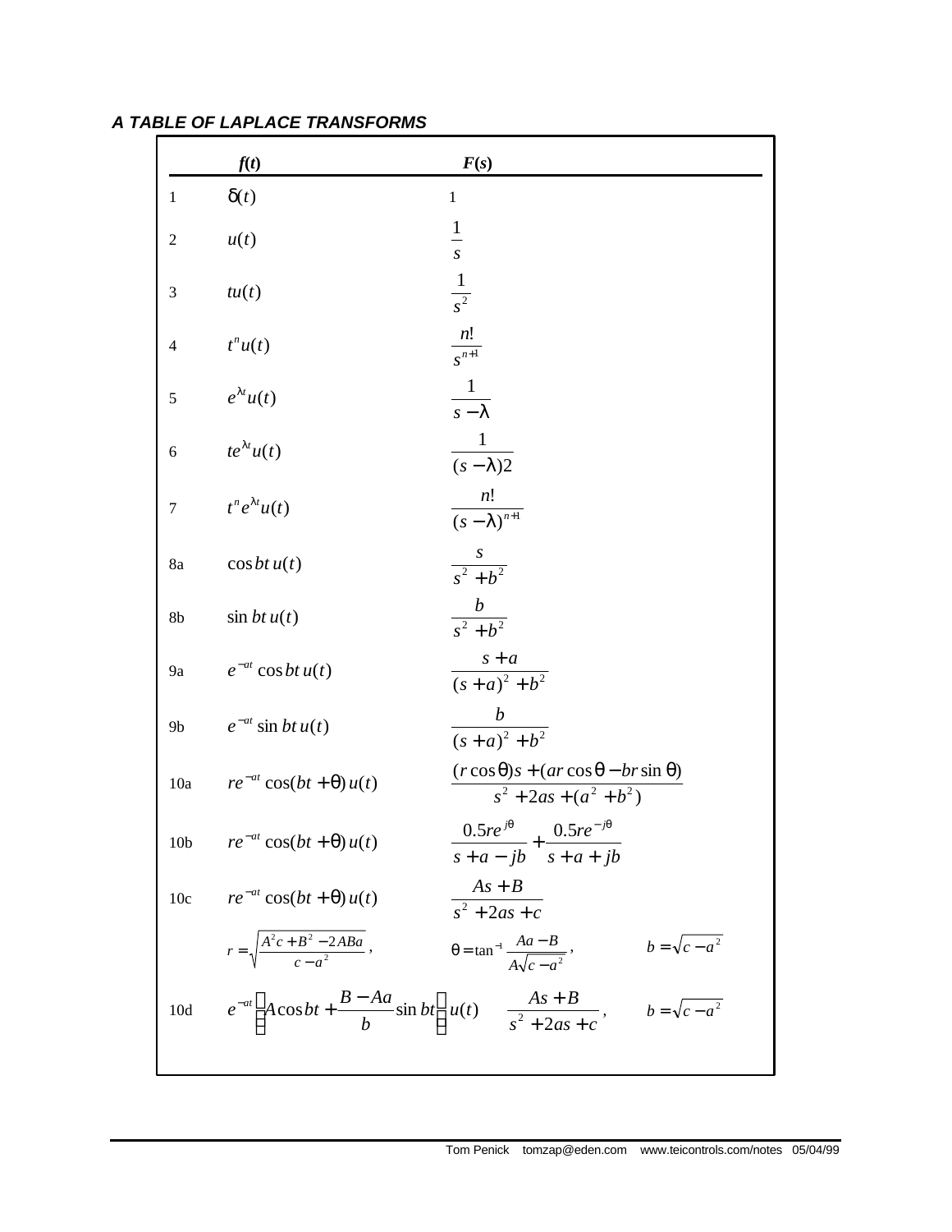### *A TABLE OF LAPLACE TRANSFORMS*

| | $f(t)$ | $F(s)$ | |
|---|---|---|---|
| 1 | $\delta(t)$ | $1$ | |
| 2 | $u(t)$ | $\dfrac{1}{s}$ | |
| 3 | $tu(t)$ | $\dfrac{1}{s^2}$ | |
| 4 | $t^n u(t)$ | $\dfrac{n!}{s^{n+1}}$ | |
| 5 | $e^{\lambda t} u(t)$ | $\dfrac{1}{s-\lambda}$ | |
| 6 | $te^{\lambda t} u(t)$ | $\dfrac{1}{(s-\lambda)2}$ | |
| 7 | $t^n e^{\lambda t} u(t)$ | $\dfrac{n!}{(s-\lambda)^{n+1}}$ | |
| 8a | $\cos bt\, u(t)$ | $\dfrac{s}{s^2+b^2}$ | |
| 8b | $\sin bt\, u(t)$ | $\dfrac{b}{s^2+b^2}$ | |
| 9a | $e^{-at}\cos bt\, u(t)$ | $\dfrac{s+a}{(s+a)^2+b^2}$ | |
| 9b | $e^{-at}\sin bt\, u(t)$ | $\dfrac{b}{(s+a)^2+b^2}$ | |
| 10a | $re^{-at}\cos(bt+\theta)\, u(t)$ | $\dfrac{(r\cos\theta)s+(ar\cos\theta-br\sin\theta)}{s^2+2as+(a^2+b^2)}$ | |
| 10b | $re^{-at}\cos(bt+\theta)\, u(t)$ | $\dfrac{0.5re^{j\theta}}{s+a-jb}+\dfrac{0.5re^{-j\theta}}{s+a+jb}$ | |
| 10c | $re^{-at}\cos(bt+\theta)\, u(t)$ | $\dfrac{As+B}{s^2+2as+c}$ | |
| | $r=\sqrt{\dfrac{A^2c+B^2-2ABa}{c-a^2}}$, | $\theta=\tan^{-1}\dfrac{Aa-B}{A\sqrt{c-a^2}}$, | $b=\sqrt{c-a^2}$ |
| 10d | $e^{-at}\left[A\cos bt+\dfrac{B-Aa}{b}\sin bt\right]u(t)$ | $\dfrac{As+B}{s^2+2as+c}$, | $b=\sqrt{c-a^2}$ |

Tom Penick tomzap@eden.com www.teicontrols.com/notes 05/04/99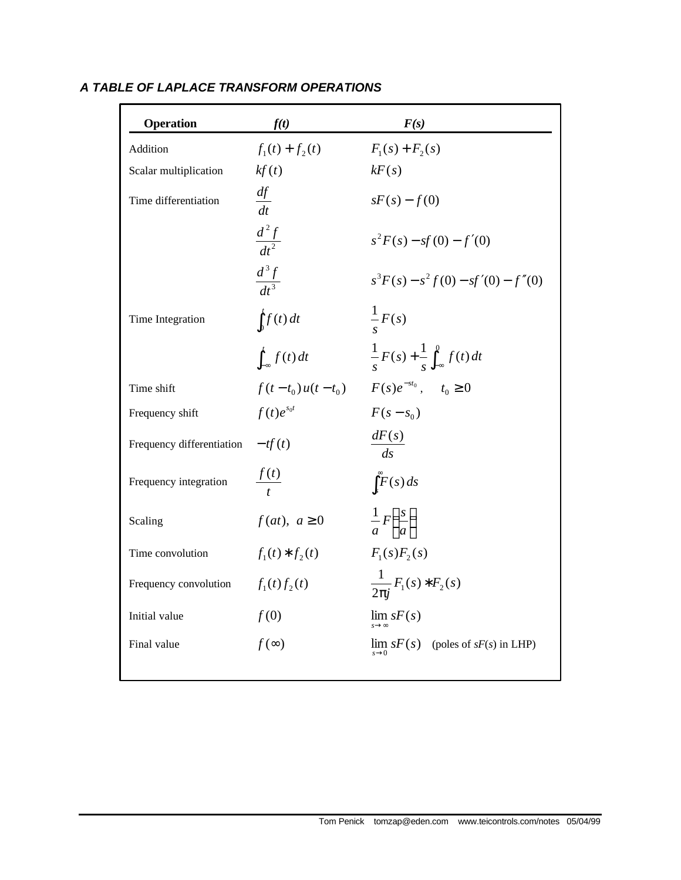### *A TABLE OF LAPLACE TRANSFORM OPERATIONS*

| Operation | *f(t)* | *F(s)* |
|---|---|---|
| Addition | $f_1(t) + f_2(t)$ | $F_1(s) + F_2(s)$ |
| Scalar multiplication | $kf(t)$ | $kF(s)$ |
| Time differentiation | $\frac{df}{dt}$ | $sF(s) - f(0)$ |
| | $\frac{d^2 f}{dt^2}$ | $s^2 F(s) - sf(0) - f'(0)$ |
| | $\frac{d^3 f}{dt^3}$ | $s^3 F(s) - s^2 f(0) - sf'(0) - f''(0)$ |
| Time Integration | $\int_0^t f(t)\,dt$ | $\frac{1}{s} F(s)$ |
| | $\int_{-\infty}^t f(t)\,dt$ | $\frac{1}{s} F(s) + \frac{1}{s} \int_{-\infty}^0 f(t)\,dt$ |
| Time shift | $f(t - t_0)\,u(t - t_0)$ | $F(s)e^{-st_0}, \quad t_0 \geq 0$ |
| Frequency shift | $f(t)e^{s_0 t}$ | $F(s - s_0)$ |
| Frequency differentiation | $-tf(t)$ | $\frac{dF(s)}{ds}$ |
| Frequency integration | $\frac{f(t)}{t}$ | $\int_s^\infty F(s)\,ds$ |
| Scaling | $f(at), \; a \geq 0$ | $\frac{1}{a} F\left(\frac{s}{a}\right)$ |
| Time convolution | $f_1(t) * f_2(t)$ | $F_1(s) F_2(s)$ |
| Frequency convolution | $f_1(t) f_2(t)$ | $\frac{1}{2\pi j} F_1(s) * F_2(s)$ |
| Initial value | $f(0)$ | $\lim_{s \to \infty} sF(s)$ |
| Final value | $f(\infty)$ | $\lim_{s \to 0} sF(s)$ (poles of $sF(s)$ in LHP) |